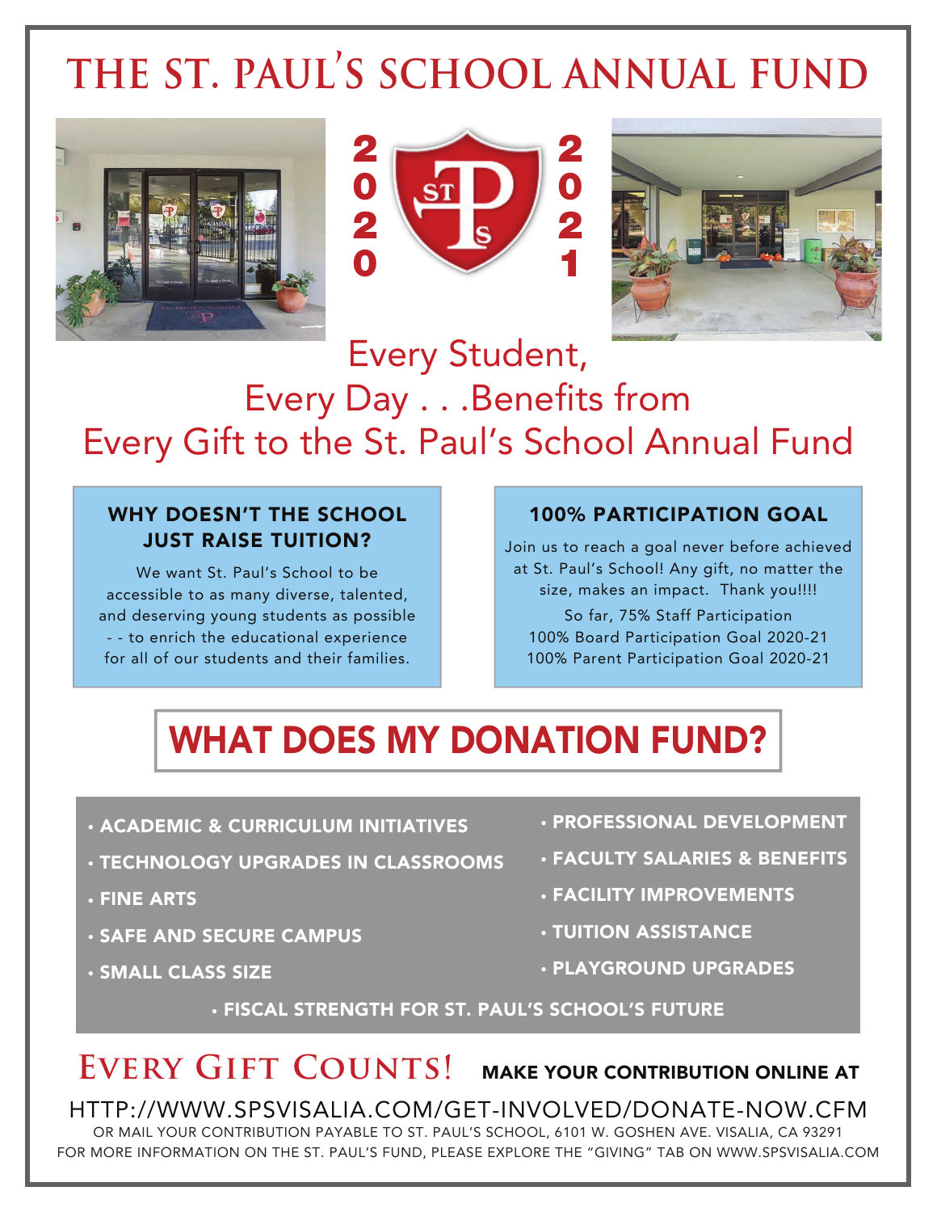# THE ST. PAUL'S SCHOOL ANNUAL FUND

2020 2021

## Every Student, Every Day . . .Benefits from Every Gift to the St. Paul's School Annual Fund

### WHY DOESN'T THE SCHOOL JUST RAISE TUITION?

We want St. Paul's School to be accessible to as many diverse, talented, and deserving young students as possible - - to enrich the educational experience for all of our students and their families.

### 100% PARTICIPATION GOAL

Join us to reach a goal never before achieved at St. Paul's School! Any gift, no matter the size, makes an impact. Thank you!!!!

So far, 75% Staff Participation
100% Board Participation Goal 2020-21
100% Parent Participation Goal 2020-21

## WHAT DOES MY DONATION FUND?

- ACADEMIC & CURRICULUM INITIATIVES
- TECHNOLOGY UPGRADES IN CLASSROOMS
- FINE ARTS
- SAFE AND SECURE CAMPUS
- SMALL CLASS SIZE
- PROFESSIONAL DEVELOPMENT
- FACULTY SALARIES & BENEFITS
- FACILITY IMPROVEMENTS
- TUITION ASSISTANCE
- PLAYGROUND UPGRADES
- FISCAL STRENGTH FOR ST. PAUL'S SCHOOL'S FUTURE

## EVERY GIFT COUNTS!

MAKE YOUR CONTRIBUTION ONLINE AT

HTTP://WWW.SPSVISALIA.COM/GET-INVOLVED/DONATE-NOW.CFM

OR MAIL YOUR CONTRIBUTION PAYABLE TO ST. PAUL'S SCHOOL, 6101 W. GOSHEN AVE. VISALIA, CA 93291

FOR MORE INFORMATION ON THE ST. PAUL'S FUND, PLEASE EXPLORE THE "GIVING" TAB ON WWW.SPSVISALIA.COM